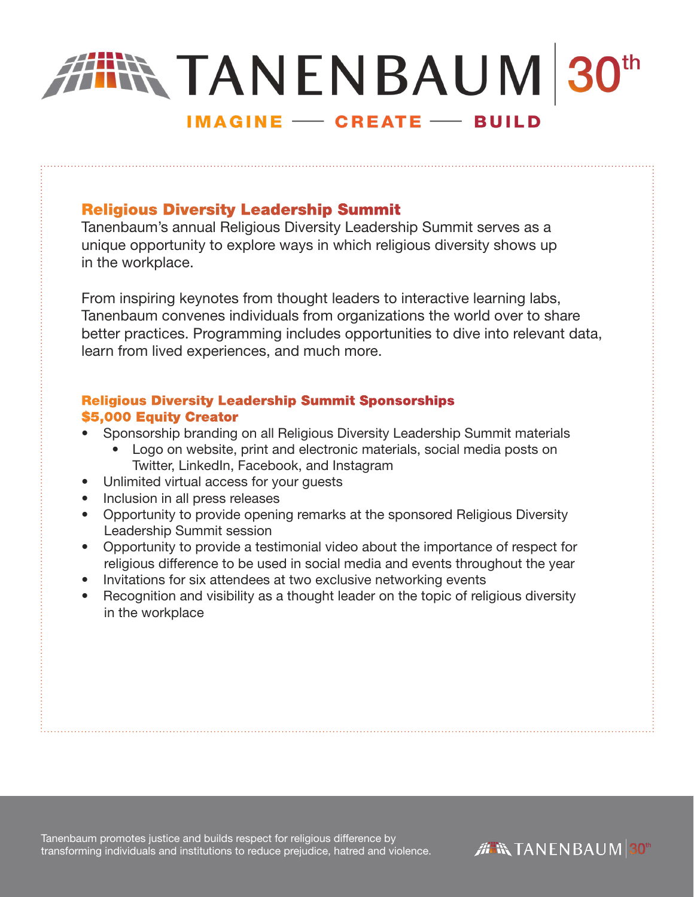# TANENBAUM 30th

**IMAGINE — CREATE — BUILD**

## Religious Diversity Leadership Summit

Tanenbaum's annual Religious Diversity Leadership Summit serves as a unique opportunity to explore ways in which religious diversity shows up in the workplace.

From inspiring keynotes from thought leaders to interactive learning labs, Tanenbaum convenes individuals from organizations the world over to share better practices. Programming includes opportunities to dive into relevant data, learn from lived experiences, and much more.

### Religious Diversity Leadership Summit Sponsorships

### $5,000 Equity Creator

- Sponsorship branding on all Religious Diversity Leadership Summit materials
  - Logo on website, print and electronic materials, social media posts on Twitter, LinkedIn, Facebook, and Instagram
- Unlimited virtual access for your guests
- Inclusion in all press releases
- Opportunity to provide opening remarks at the sponsored Religious Diversity Leadership Summit session
- Opportunity to provide a testimonial video about the importance of respect for religious difference to be used in social media and events throughout the year
- Invitations for six attendees at two exclusive networking events
- Recognition and visibility as a thought leader on the topic of religious diversity in the workplace

Tanenbaum promotes justice and builds respect for religious difference by transforming individuals and institutions to reduce prejudice, hatred and violence.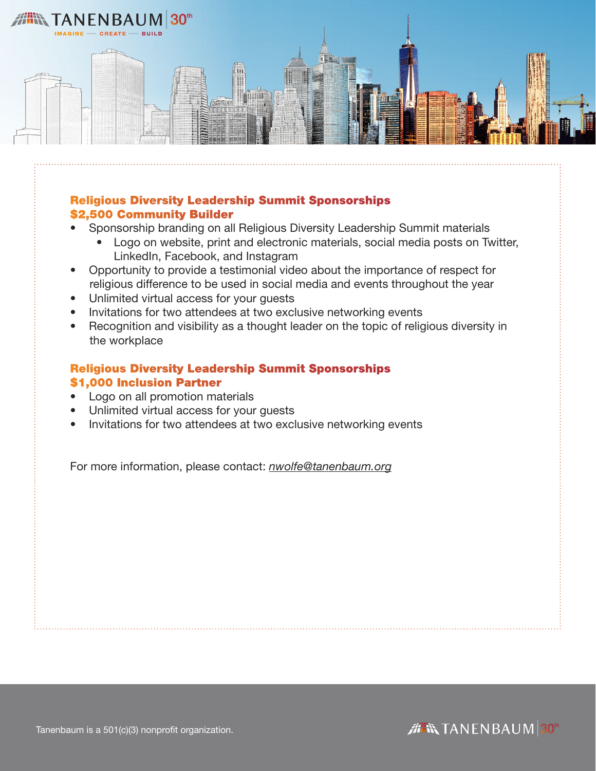## Religious Diversity Leadership Summit Sponsorships
## $2,500 Community Builder

- Sponsorship branding on all Religious Diversity Leadership Summit materials
  - Logo on website, print and electronic materials, social media posts on Twitter, LinkedIn, Facebook, and Instagram
- Opportunity to provide a testimonial video about the importance of respect for religious difference to be used in social media and events throughout the year
- Unlimited virtual access for your guests
- Invitations for two attendees at two exclusive networking events
- Recognition and visibility as a thought leader on the topic of religious diversity in the workplace

## Religious Diversity Leadership Summit Sponsorships
## $1,000 Inclusion Partner

- Logo on all promotion materials
- Unlimited virtual access for your guests
- Invitations for two attendees at two exclusive networking events

For more information, please contact: *nwolfe@tanenbaum.org*

Tanenbaum is a 501(c)(3) nonprofit organization.